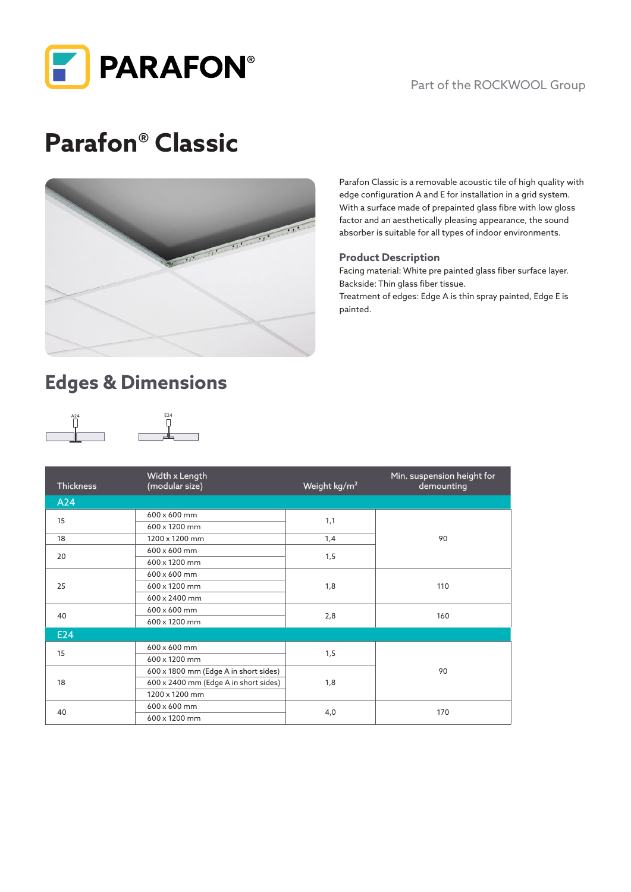PARAFON®

Part of the ROCKWOOL Group

# Parafon® Classic

Parafon Classic is a removable acoustic tile of high quality with edge configuration A and E for installation in a grid system. With a surface made of prepainted glass fibre with low gloss factor and an aesthetically pleasing appearance, the sound absorber is suitable for all types of indoor environments.

### Product Description

Facing material: White pre painted glass fiber surface layer.
Backside: Thin glass fiber tissue.
Treatment of edges: Edge A is thin spray painted, Edge E is painted.

## Edges & Dimensions

A24 E24

| Thickness | Width x Length (modular size) | Weight kg/m² | Min. suspension height for demounting |
|---|---|---|---|
| **A24** | | | |
| 15 | 600 x 600 mm | 1,1 | 90 |
| | 600 x 1200 mm | | |
| 18 | 1200 x 1200 mm | 1,4 | |
| 20 | 600 x 600 mm | 1,5 | |
| | 600 x 1200 mm | | |
| 25 | 600 x 600 mm | 1,8 | 110 |
| | 600 x 1200 mm | | |
| | 600 x 2400 mm | | |
| 40 | 600 x 600 mm | 2,8 | 160 |
| | 600 x 1200 mm | | |
| **E24** | | | |
| 15 | 600 x 600 mm | 1,5 | 90 |
| | 600 x 1200 mm | | |
| 18 | 600 x 1800 mm (Edge A in short sides) | 1,8 | |
| | 600 x 2400 mm (Edge A in short sides) | | |
| | 1200 x 1200 mm | | |
| 40 | 600 x 600 mm | 4,0 | 170 |
| | 600 x 1200 mm | | |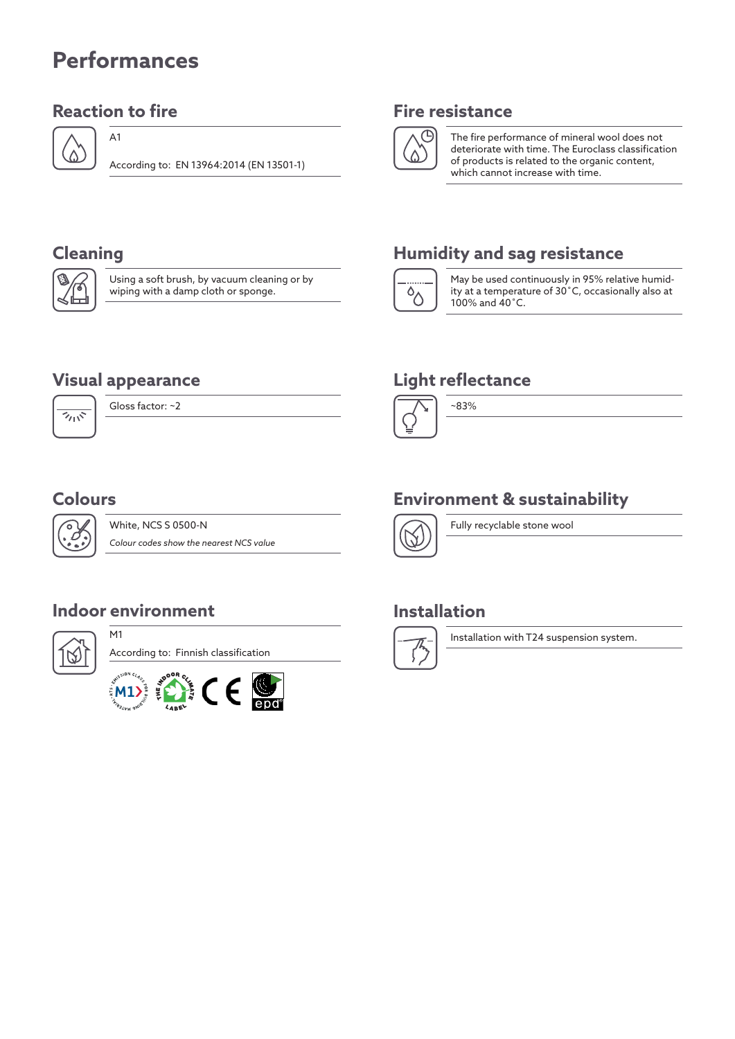# Performances

## Reaction to fire

A1

According to: EN 13964:2014 (EN 13501-1)

## Fire resistance

The fire performance of mineral wool does not deteriorate with time. The Euroclass classification of products is related to the organic content, which cannot increase with time.

## Cleaning

Using a soft brush, by vacuum cleaning or by wiping with a damp cloth or sponge.

## Humidity and sag resistance

May be used continuously in 95% relative humidity at a temperature of 30˚C, occasionally also at 100% and 40˚C.

## Visual appearance

Gloss factor: ~2

## Light reflectance

~83%

## Colours

White, NCS S 0500-N

*Colour codes show the nearest NCS value*

## Environment & sustainability

Fully recyclable stone wool

## Indoor environment

M1

According to: Finnish classification

## Installation

Installation with T24 suspension system.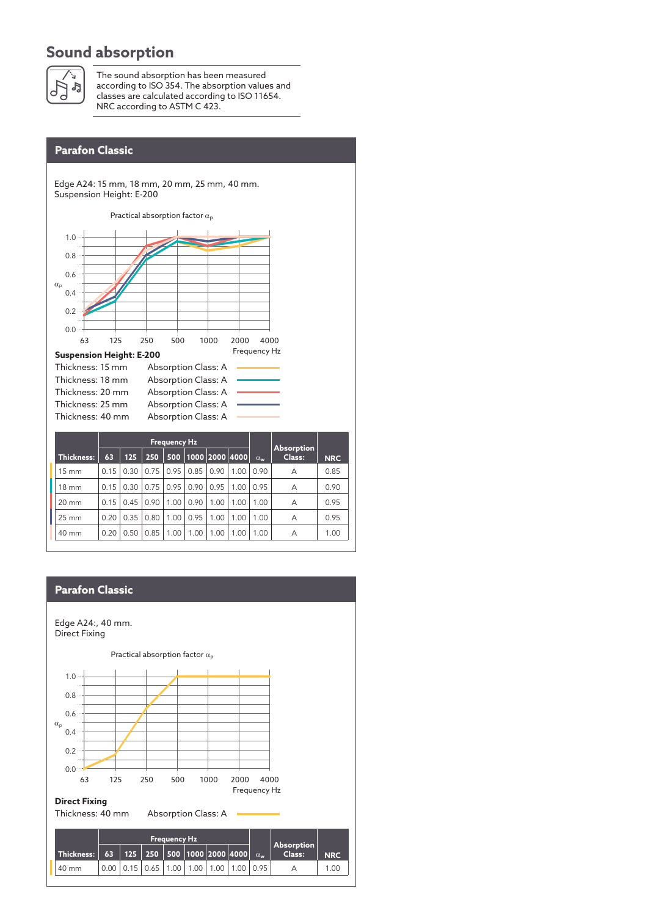## Sound absorption

The sound absorption has been measured according to ISO 354. The absorption values and classes are calculated according to ISO 11654. NRC according to ASTM C 423.

### Parafon Classic

Edge A24: 15 mm, 18 mm, 20 mm, 25 mm, 40 mm.
Suspension Height: E-200

Practical absorption factor $\alpha_p$

**Suspension Height: E-200**

Thickness: 15 mm — Absorption Class: A
Thickness: 18 mm — Absorption Class: A
Thickness: 20 mm — Absorption Class: A
Thickness: 25 mm — Absorption Class: A
Thickness: 40 mm — Absorption Class: A

| | Frequency Hz | | | | | | | | | |
|---|---|---|---|---|---|---|---|---|---|---|
| Thickness: | 63 | 125 | 250 | 500 | 1000 | 2000 | 4000 | $\alpha_w$ | Absorption Class: | NRC |
| 15 mm | 0.15 | 0.30 | 0.75 | 0.95 | 0.85 | 0.90 | 1.00 | 0.90 | A | 0.85 |
| 18 mm | 0.15 | 0.30 | 0.75 | 0.95 | 0.90 | 0.95 | 1.00 | 0.95 | A | 0.90 |
| 20 mm | 0.15 | 0.45 | 0.90 | 1.00 | 0.90 | 1.00 | 1.00 | 1.00 | A | 0.95 |
| 25 mm | 0.20 | 0.35 | 0.80 | 1.00 | 0.95 | 1.00 | 1.00 | 1.00 | A | 0.95 |
| 40 mm | 0.20 | 0.50 | 0.85 | 1.00 | 1.00 | 1.00 | 1.00 | 1.00 | A | 1.00 |

### Parafon Classic

Edge A24:, 40 mm.
Direct Fixing

Practical absorption factor $\alpha_p$

**Direct Fixing**

Thickness: 40 mm — Absorption Class: A

| | Frequency Hz | | | | | | | | | |
|---|---|---|---|---|---|---|---|---|---|---|
| Thickness: | 63 | 125 | 250 | 500 | 1000 | 2000 | 4000 | $\alpha_w$ | Absorption Class: | NRC |
| 40 mm | 0.00 | 0.15 | 0.65 | 1.00 | 1.00 | 1.00 | 1.00 | 0.95 | A | 1.00 |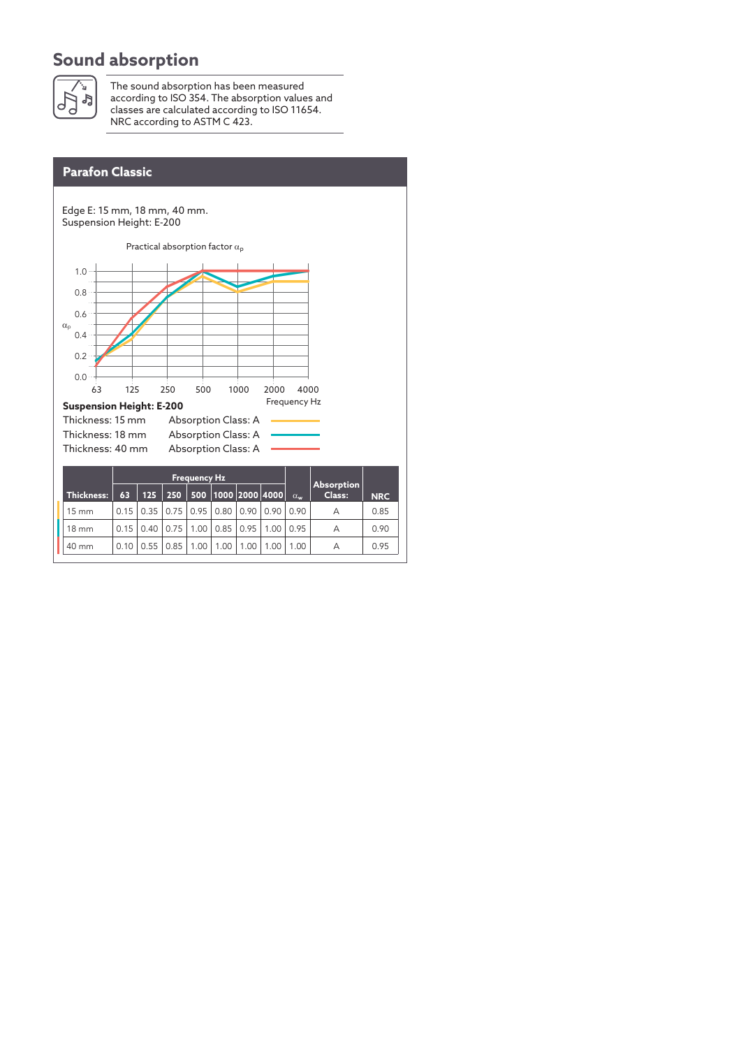## Sound absorption

The sound absorption has been measured according to ISO 354. The absorption values and classes are calculated according to ISO 11654. NRC according to ASTM C 423.

### Parafon Classic

Edge E: 15 mm, 18 mm, 40 mm.
Suspension Height: E-200

Practical absorption factor $\alpha_p$

**Suspension Height: E-200**

Thickness: 15 mm — Absorption Class: A

Thickness: 18 mm — Absorption Class: A

Thickness: 40 mm — Absorption Class: A

| Thickness: | 63 | 125 | 250 | 500 | 1000 | 2000 | 4000 | $\alpha_w$ | Absorption Class: | NRC |
|---|---|---|---|---|---|---|---|---|---|---|
| | Frequency Hz | | | | | | | | | |
| 15 mm | 0.15 | 0.35 | 0.75 | 0.95 | 0.80 | 0.90 | 0.90 | 0.90 | A | 0.85 |
| 18 mm | 0.15 | 0.40 | 0.75 | 1.00 | 0.85 | 0.95 | 1.00 | 0.95 | A | 0.90 |
| 40 mm | 0.10 | 0.55 | 0.85 | 1.00 | 1.00 | 1.00 | 1.00 | 1.00 | A | 0.95 |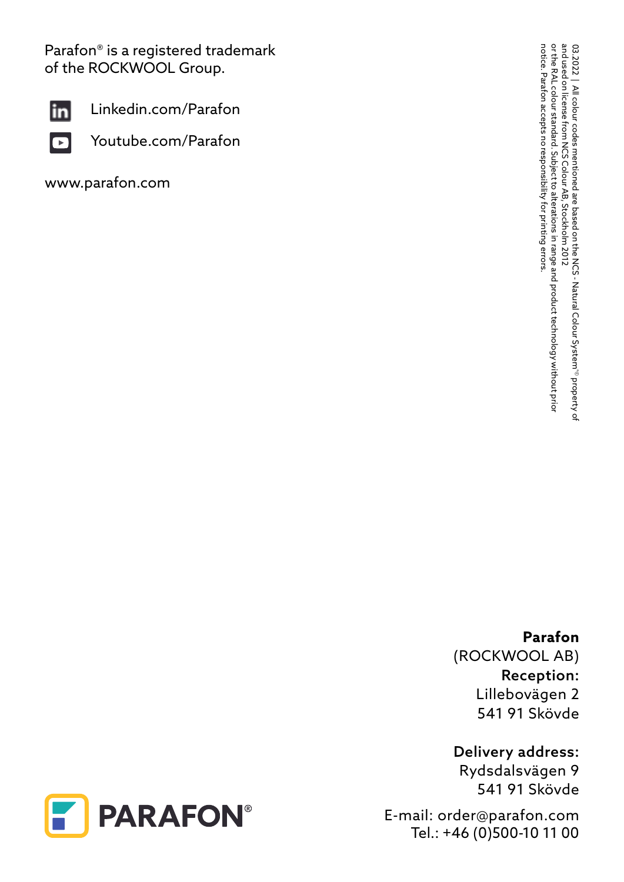Parafon® is a registered trademark of the ROCKWOOL Group.

Linkedin.com/Parafon

Youtube.com/Parafon

www.parafon.com

03.2022 | All colour codes mentioned are based on the NCS - Natural Colour System® property of and used on license from NCS Colour AB, Stockholm 2012 or the RAL colour standard. Subject to alterations in range and product technology without prior notice. Parafon accepts no responsibility for printing errors.

**Parafon**
(ROCKWOOL AB)
**Reception:**
Lillebovägen 2
541 91 Skövde

**Delivery address:**
Rydsdalsvägen 9
541 91 Skövde

E-mail: order@parafon.com
Tel.: +46 (0)500-10 11 00

PARAFON®